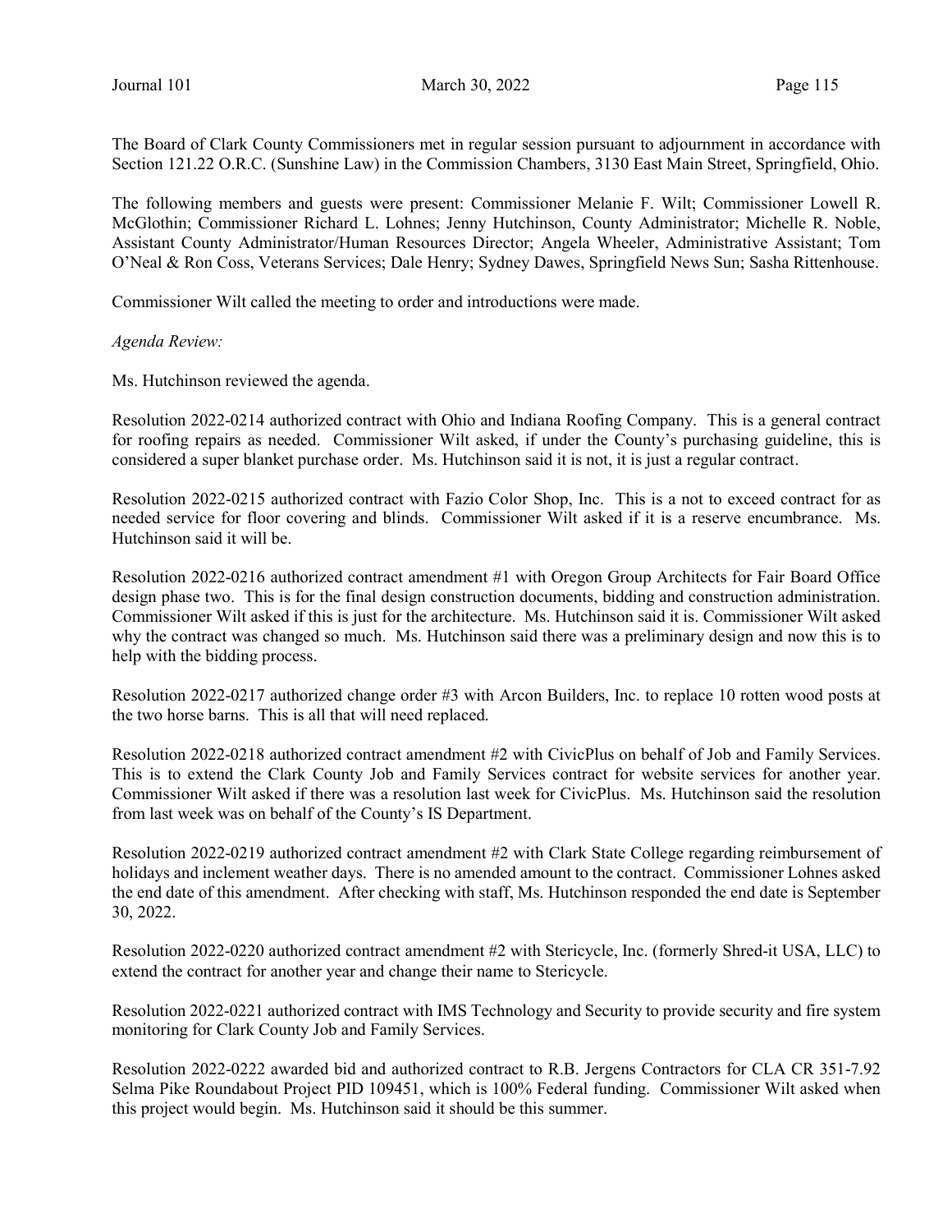The Board of Clark County Commissioners met in regular session pursuant to adjournment in accordance with Section 121.22 O.R.C. (Sunshine Law) in the Commission Chambers, 3130 East Main Street, Springfield, Ohio.

The following members and guests were present: Commissioner Melanie F. Wilt; Commissioner Lowell R. McGlothin; Commissioner Richard L. Lohnes; Jenny Hutchinson, County Administrator; Michelle R. Noble, Assistant County Administrator/Human Resources Director; Angela Wheeler, Administrative Assistant; Tom O'Neal & Ron Coss, Veterans Services; Dale Henry; Sydney Dawes, Springfield News Sun; Sasha Rittenhouse.

Commissioner Wilt called the meeting to order and introductions were made.

*Agenda Review:*

Ms. Hutchinson reviewed the agenda.

Resolution 2022-0214 authorized contract with Ohio and Indiana Roofing Company. This is a general contract for roofing repairs as needed. Commissioner Wilt asked, if under the County's purchasing guideline, this is considered a super blanket purchase order. Ms. Hutchinson said it is not, it is just a regular contract.

Resolution 2022-0215 authorized contract with Fazio Color Shop, Inc. This is a not to exceed contract for as needed service for floor covering and blinds. Commissioner Wilt asked if it is a reserve encumbrance. Ms. Hutchinson said it will be.

Resolution 2022-0216 authorized contract amendment #1 with Oregon Group Architects for Fair Board Office design phase two. This is for the final design construction documents, bidding and construction administration. Commissioner Wilt asked if this is just for the architecture. Ms. Hutchinson said it is. Commissioner Wilt asked why the contract was changed so much. Ms. Hutchinson said there was a preliminary design and now this is to help with the bidding process.

Resolution 2022-0217 authorized change order #3 with Arcon Builders, Inc. to replace 10 rotten wood posts at the two horse barns. This is all that will need replaced.

Resolution 2022-0218 authorized contract amendment #2 with CivicPlus on behalf of Job and Family Services. This is to extend the Clark County Job and Family Services contract for website services for another year. Commissioner Wilt asked if there was a resolution last week for CivicPlus. Ms. Hutchinson said the resolution from last week was on behalf of the County's IS Department.

Resolution 2022-0219 authorized contract amendment #2 with Clark State College regarding reimbursement of holidays and inclement weather days. There is no amended amount to the contract. Commissioner Lohnes asked the end date of this amendment. After checking with staff, Ms. Hutchinson responded the end date is September 30, 2022.

Resolution 2022-0220 authorized contract amendment #2 with Stericycle, Inc. (formerly Shred-it USA, LLC) to extend the contract for another year and change their name to Stericycle.

Resolution 2022-0221 authorized contract with IMS Technology and Security to provide security and fire system monitoring for Clark County Job and Family Services.

Resolution 2022-0222 awarded bid and authorized contract to R.B. Jergens Contractors for CLA CR 351-7.92 Selma Pike Roundabout Project PID 109451, which is 100% Federal funding. Commissioner Wilt asked when this project would begin. Ms. Hutchinson said it should be this summer.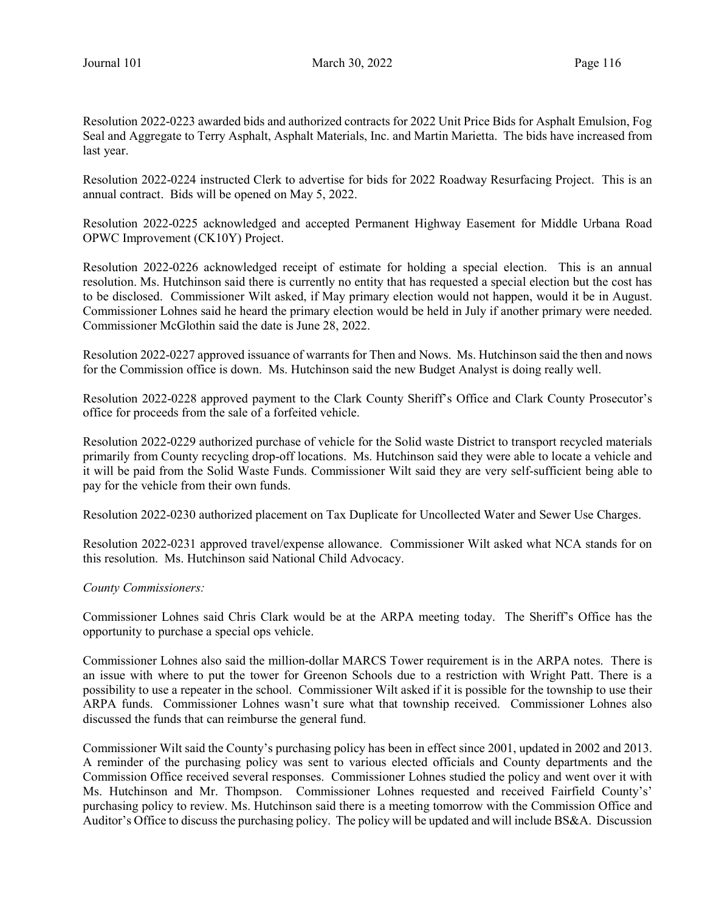Resolution 2022-0223 awarded bids and authorized contracts for 2022 Unit Price Bids for Asphalt Emulsion, Fog Seal and Aggregate to Terry Asphalt, Asphalt Materials, Inc. and Martin Marietta. The bids have increased from last year.

Resolution 2022-0224 instructed Clerk to advertise for bids for 2022 Roadway Resurfacing Project. This is an annual contract. Bids will be opened on May 5, 2022.

Resolution 2022-0225 acknowledged and accepted Permanent Highway Easement for Middle Urbana Road OPWC Improvement (CK10Y) Project.

Resolution 2022-0226 acknowledged receipt of estimate for holding a special election. This is an annual resolution. Ms. Hutchinson said there is currently no entity that has requested a special election but the cost has to be disclosed. Commissioner Wilt asked, if May primary election would not happen, would it be in August. Commissioner Lohnes said he heard the primary election would be held in July if another primary were needed. Commissioner McGlothin said the date is June 28, 2022.

Resolution 2022-0227 approved issuance of warrants for Then and Nows. Ms. Hutchinson said the then and nows for the Commission office is down. Ms. Hutchinson said the new Budget Analyst is doing really well.

Resolution 2022-0228 approved payment to the Clark County Sheriff's Office and Clark County Prosecutor's office for proceeds from the sale of a forfeited vehicle.

Resolution 2022-0229 authorized purchase of vehicle for the Solid waste District to transport recycled materials primarily from County recycling drop-off locations. Ms. Hutchinson said they were able to locate a vehicle and it will be paid from the Solid Waste Funds. Commissioner Wilt said they are very self-sufficient being able to pay for the vehicle from their own funds.

Resolution 2022-0230 authorized placement on Tax Duplicate for Uncollected Water and Sewer Use Charges.

Resolution 2022-0231 approved travel/expense allowance. Commissioner Wilt asked what NCA stands for on this resolution. Ms. Hutchinson said National Child Advocacy.

*County Commissioners:*

Commissioner Lohnes said Chris Clark would be at the ARPA meeting today. The Sheriff's Office has the opportunity to purchase a special ops vehicle.

Commissioner Lohnes also said the million-dollar MARCS Tower requirement is in the ARPA notes. There is an issue with where to put the tower for Greenon Schools due to a restriction with Wright Patt. There is a possibility to use a repeater in the school. Commissioner Wilt asked if it is possible for the township to use their ARPA funds. Commissioner Lohnes wasn't sure what that township received. Commissioner Lohnes also discussed the funds that can reimburse the general fund.

Commissioner Wilt said the County's purchasing policy has been in effect since 2001, updated in 2002 and 2013. A reminder of the purchasing policy was sent to various elected officials and County departments and the Commission Office received several responses. Commissioner Lohnes studied the policy and went over it with Ms. Hutchinson and Mr. Thompson. Commissioner Lohnes requested and received Fairfield County's' purchasing policy to review. Ms. Hutchinson said there is a meeting tomorrow with the Commission Office and Auditor's Office to discuss the purchasing policy. The policy will be updated and will include BS&A. Discussion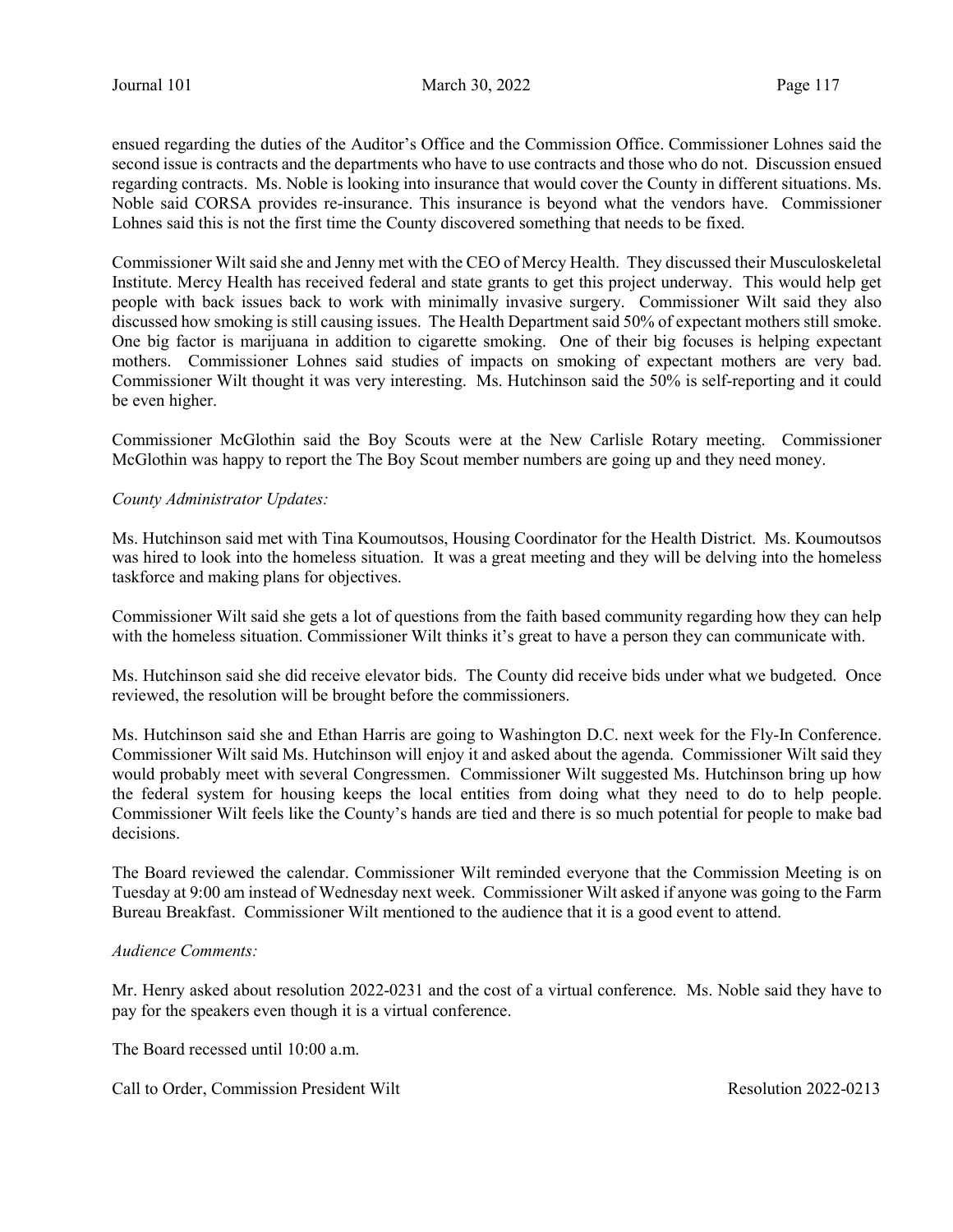ensued regarding the duties of the Auditor's Office and the Commission Office. Commissioner Lohnes said the second issue is contracts and the departments who have to use contracts and those who do not. Discussion ensued regarding contracts. Ms. Noble is looking into insurance that would cover the County in different situations. Ms. Noble said CORSA provides re-insurance. This insurance is beyond what the vendors have. Commissioner Lohnes said this is not the first time the County discovered something that needs to be fixed.

Commissioner Wilt said she and Jenny met with the CEO of Mercy Health. They discussed their Musculoskeletal Institute. Mercy Health has received federal and state grants to get this project underway. This would help get people with back issues back to work with minimally invasive surgery. Commissioner Wilt said they also discussed how smoking is still causing issues. The Health Department said 50% of expectant mothers still smoke. One big factor is marijuana in addition to cigarette smoking. One of their big focuses is helping expectant mothers. Commissioner Lohnes said studies of impacts on smoking of expectant mothers are very bad. Commissioner Wilt thought it was very interesting. Ms. Hutchinson said the 50% is self-reporting and it could be even higher.

Commissioner McGlothin said the Boy Scouts were at the New Carlisle Rotary meeting. Commissioner McGlothin was happy to report the The Boy Scout member numbers are going up and they need money.

*County Administrator Updates:*

Ms. Hutchinson said met with Tina Koumoutsos, Housing Coordinator for the Health District. Ms. Koumoutsos was hired to look into the homeless situation. It was a great meeting and they will be delving into the homeless taskforce and making plans for objectives.

Commissioner Wilt said she gets a lot of questions from the faith based community regarding how they can help with the homeless situation. Commissioner Wilt thinks it's great to have a person they can communicate with.

Ms. Hutchinson said she did receive elevator bids. The County did receive bids under what we budgeted. Once reviewed, the resolution will be brought before the commissioners.

Ms. Hutchinson said she and Ethan Harris are going to Washington D.C. next week for the Fly-In Conference. Commissioner Wilt said Ms. Hutchinson will enjoy it and asked about the agenda. Commissioner Wilt said they would probably meet with several Congressmen. Commissioner Wilt suggested Ms. Hutchinson bring up how the federal system for housing keeps the local entities from doing what they need to do to help people. Commissioner Wilt feels like the County's hands are tied and there is so much potential for people to make bad decisions.

The Board reviewed the calendar. Commissioner Wilt reminded everyone that the Commission Meeting is on Tuesday at 9:00 am instead of Wednesday next week. Commissioner Wilt asked if anyone was going to the Farm Bureau Breakfast. Commissioner Wilt mentioned to the audience that it is a good event to attend.

*Audience Comments:*

Mr. Henry asked about resolution 2022-0231 and the cost of a virtual conference. Ms. Noble said they have to pay for the speakers even though it is a virtual conference.

The Board recessed until 10:00 a.m.

Call to Order, Commission President Wilt — Resolution 2022-0213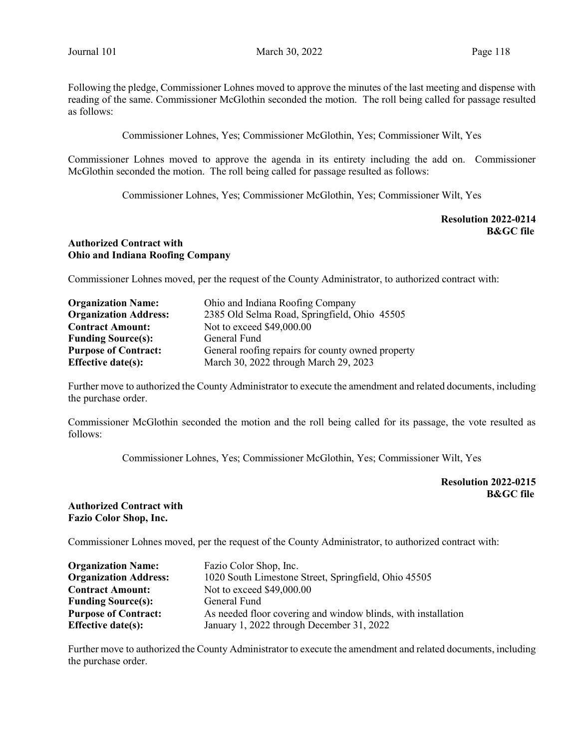Following the pledge, Commissioner Lohnes moved to approve the minutes of the last meeting and dispense with reading of the same. Commissioner McGlothin seconded the motion. The roll being called for passage resulted as follows:

Commissioner Lohnes, Yes; Commissioner McGlothin, Yes; Commissioner Wilt, Yes

Commissioner Lohnes moved to approve the agenda in its entirety including the add on. Commissioner McGlothin seconded the motion. The roll being called for passage resulted as follows:

Commissioner Lohnes, Yes; Commissioner McGlothin, Yes; Commissioner Wilt, Yes

**Resolution 2022-0214**
**B&GC file**

**Authorized Contract with**
**Ohio and Indiana Roofing Company**

Commissioner Lohnes moved, per the request of the County Administrator, to authorized contract with:

| | |
|---|---|
| **Organization Name:** | Ohio and Indiana Roofing Company |
| **Organization Address:** | 2385 Old Selma Road, Springfield, Ohio 45505 |
| **Contract Amount:** | Not to exceed $49,000.00 |
| **Funding Source(s):** | General Fund |
| **Purpose of Contract:** | General roofing repairs for county owned property |
| **Effective date(s):** | March 30, 2022 through March 29, 2023 |

Further move to authorized the County Administrator to execute the amendment and related documents, including the purchase order.

Commissioner McGlothin seconded the motion and the roll being called for its passage, the vote resulted as follows:

Commissioner Lohnes, Yes; Commissioner McGlothin, Yes; Commissioner Wilt, Yes

**Resolution 2022-0215**
**B&GC file**

**Authorized Contract with**
**Fazio Color Shop, Inc.**

Commissioner Lohnes moved, per the request of the County Administrator, to authorized contract with:

| | |
|---|---|
| **Organization Name:** | Fazio Color Shop, Inc. |
| **Organization Address:** | 1020 South Limestone Street, Springfield, Ohio 45505 |
| **Contract Amount:** | Not to exceed $49,000.00 |
| **Funding Source(s):** | General Fund |
| **Purpose of Contract:** | As needed floor covering and window blinds, with installation |
| **Effective date(s):** | January 1, 2022 through December 31, 2022 |

Further move to authorized the County Administrator to execute the amendment and related documents, including the purchase order.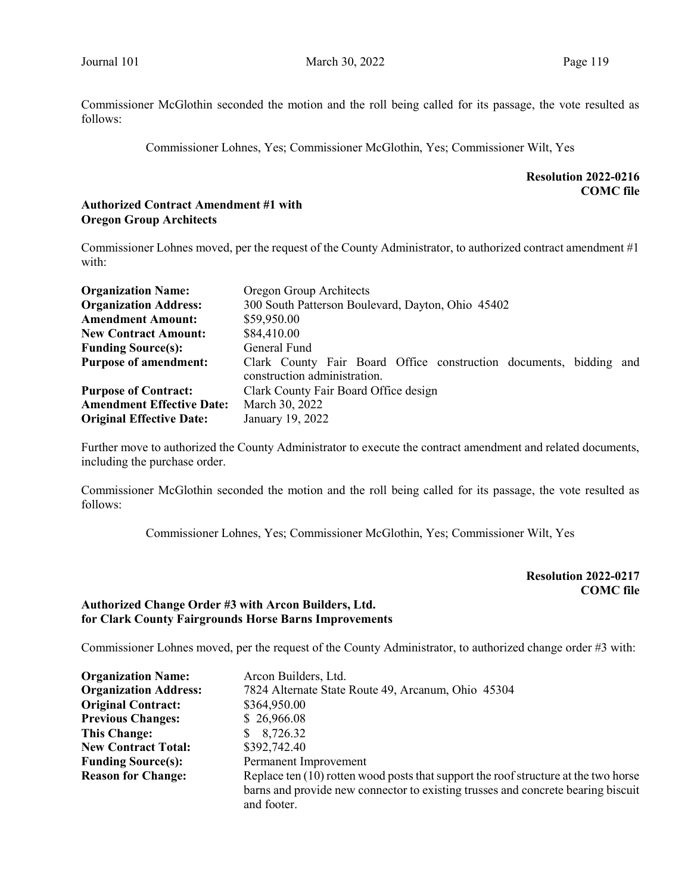Commissioner McGlothin seconded the motion and the roll being called for its passage, the vote resulted as follows:

Commissioner Lohnes, Yes; Commissioner McGlothin, Yes; Commissioner Wilt, Yes

**Resolution 2022-0216**
**COMC file**

**Authorized Contract Amendment #1 with Oregon Group Architects**

Commissioner Lohnes moved, per the request of the County Administrator, to authorized contract amendment #1 with:

| | |
|---|---|
| **Organization Name:** | Oregon Group Architects |
| **Organization Address:** | 300 South Patterson Boulevard, Dayton, Ohio 45402 |
| **Amendment Amount:** | $59,950.00 |
| **New Contract Amount:** | $84,410.00 |
| **Funding Source(s):** | General Fund |
| **Purpose of amendment:** | Clark County Fair Board Office construction documents, bidding and construction administration. |
| **Purpose of Contract:** | Clark County Fair Board Office design |
| **Amendment Effective Date:** | March 30, 2022 |
| **Original Effective Date:** | January 19, 2022 |

Further move to authorized the County Administrator to execute the contract amendment and related documents, including the purchase order.

Commissioner McGlothin seconded the motion and the roll being called for its passage, the vote resulted as follows:

Commissioner Lohnes, Yes; Commissioner McGlothin, Yes; Commissioner Wilt, Yes

**Resolution 2022-0217**
**COMC file**

**Authorized Change Order #3 with Arcon Builders, Ltd. for Clark County Fairgrounds Horse Barns Improvements**

Commissioner Lohnes moved, per the request of the County Administrator, to authorized change order #3 with:

| | |
|---|---|
| **Organization Name:** | Arcon Builders, Ltd. |
| **Organization Address:** | 7824 Alternate State Route 49, Arcanum, Ohio 45304 |
| **Original Contract:** | $364,950.00 |
| **Previous Changes:** | $ 26,966.08 |
| **This Change:** | $ 8,726.32 |
| **New Contract Total:** | $392,742.40 |
| **Funding Source(s):** | Permanent Improvement |
| **Reason for Change:** | Replace ten (10) rotten wood posts that support the roof structure at the two horse barns and provide new connector to existing trusses and concrete bearing biscuit and footer. |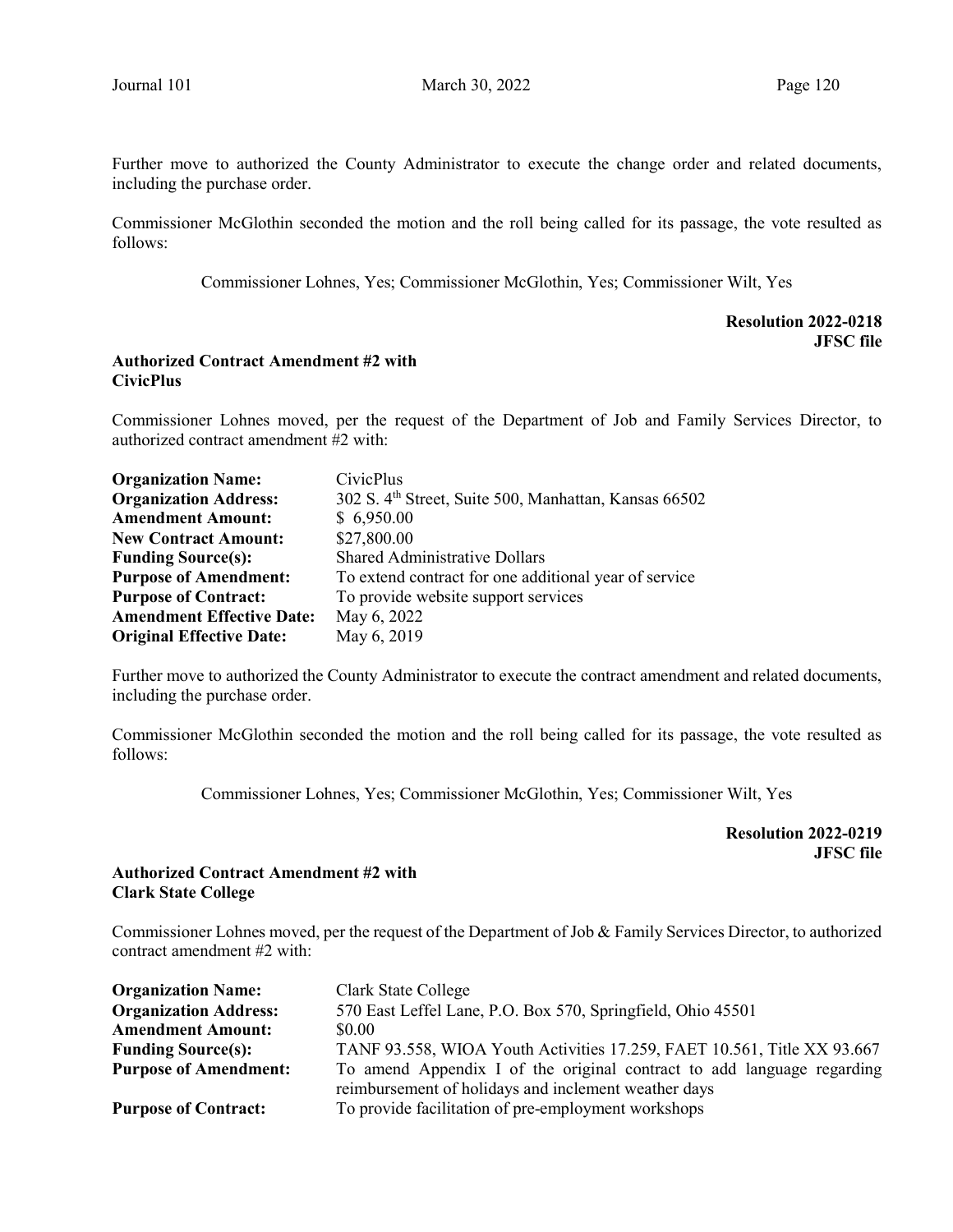Further move to authorized the County Administrator to execute the change order and related documents, including the purchase order.

Commissioner McGlothin seconded the motion and the roll being called for its passage, the vote resulted as follows:

Commissioner Lohnes, Yes; Commissioner McGlothin, Yes; Commissioner Wilt, Yes

**Resolution 2022-0218**
**JFSC file**

**Authorized Contract Amendment #2 with CivicPlus**

Commissioner Lohnes moved, per the request of the Department of Job and Family Services Director, to authorized contract amendment #2 with:

| | |
|---|---|
| **Organization Name:** | CivicPlus |
| **Organization Address:** | 302 S. 4th Street, Suite 500, Manhattan, Kansas 66502 |
| **Amendment Amount:** | $ 6,950.00 |
| **New Contract Amount:** | $27,800.00 |
| **Funding Source(s):** | Shared Administrative Dollars |
| **Purpose of Amendment:** | To extend contract for one additional year of service |
| **Purpose of Contract:** | To provide website support services |
| **Amendment Effective Date:** | May 6, 2022 |
| **Original Effective Date:** | May 6, 2019 |

Further move to authorized the County Administrator to execute the contract amendment and related documents, including the purchase order.

Commissioner McGlothin seconded the motion and the roll being called for its passage, the vote resulted as follows:

Commissioner Lohnes, Yes; Commissioner McGlothin, Yes; Commissioner Wilt, Yes

**Resolution 2022-0219**
**JFSC file**

**Authorized Contract Amendment #2 with Clark State College**

Commissioner Lohnes moved, per the request of the Department of Job & Family Services Director, to authorized contract amendment #2 with:

| | |
|---|---|
| **Organization Name:** | Clark State College |
| **Organization Address:** | 570 East Leffel Lane, P.O. Box 570, Springfield, Ohio 45501 |
| **Amendment Amount:** | $0.00 |
| **Funding Source(s):** | TANF 93.558, WIOA Youth Activities 17.259, FAET 10.561, Title XX 93.667 |
| **Purpose of Amendment:** | To amend Appendix I of the original contract to add language regarding reimbursement of holidays and inclement weather days |
| **Purpose of Contract:** | To provide facilitation of pre-employment workshops |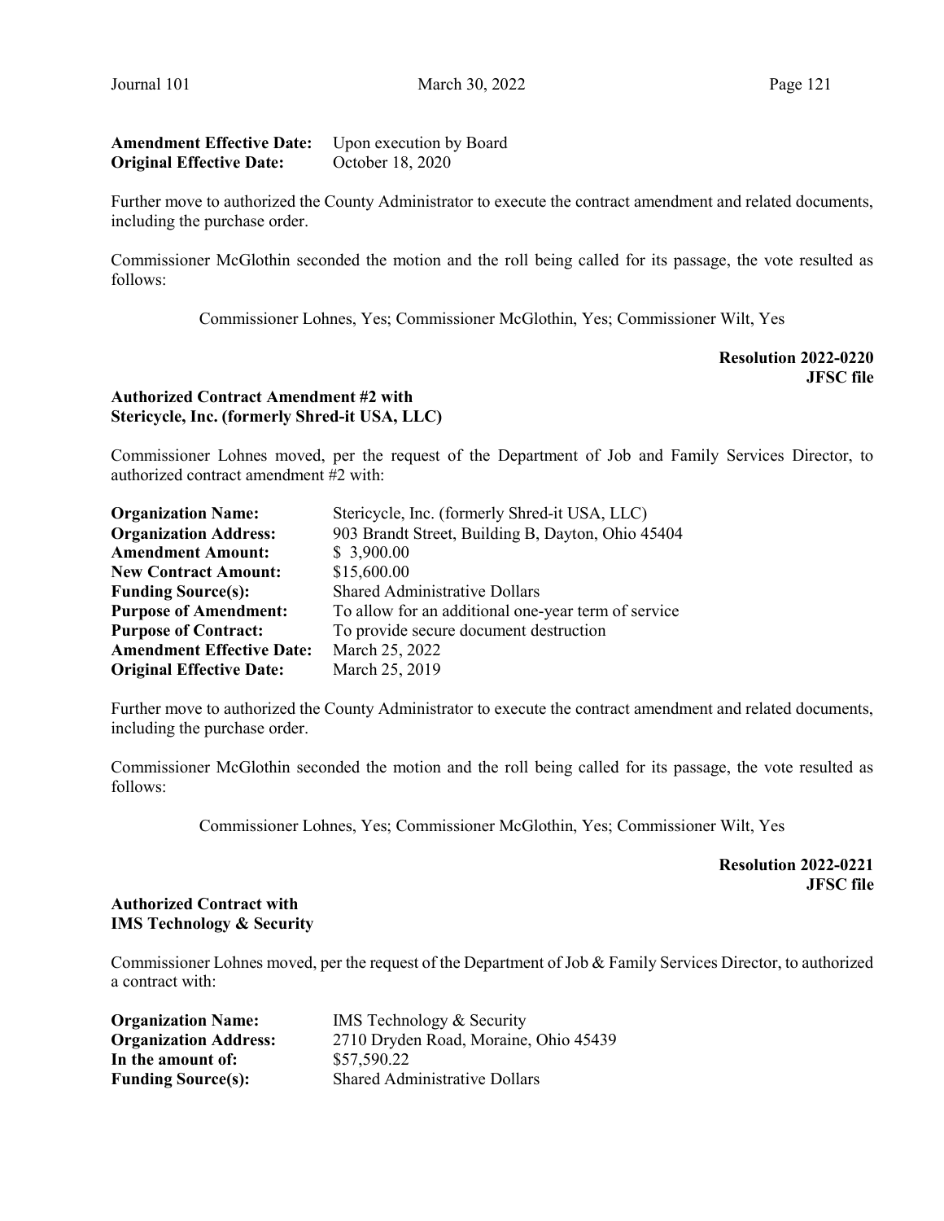| | |
|---|---|
| **Amendment Effective Date:** | Upon execution by Board |
| **Original Effective Date:** | October 18, 2020 |

Further move to authorized the County Administrator to execute the contract amendment and related documents, including the purchase order.

Commissioner McGlothin seconded the motion and the roll being called for its passage, the vote resulted as follows:

Commissioner Lohnes, Yes; Commissioner McGlothin, Yes; Commissioner Wilt, Yes

**Resolution 2022-0220**
**JFSC file**

**Authorized Contract Amendment #2 with Stericycle, Inc. (formerly Shred-it USA, LLC)**

Commissioner Lohnes moved, per the request of the Department of Job and Family Services Director, to authorized contract amendment #2 with:

| | |
|---|---|
| **Organization Name:** | Stericycle, Inc. (formerly Shred-it USA, LLC) |
| **Organization Address:** | 903 Brandt Street, Building B, Dayton, Ohio 45404 |
| **Amendment Amount:** | $ 3,900.00 |
| **New Contract Amount:** | $15,600.00 |
| **Funding Source(s):** | Shared Administrative Dollars |
| **Purpose of Amendment:** | To allow for an additional one-year term of service |
| **Purpose of Contract:** | To provide secure document destruction |
| **Amendment Effective Date:** | March 25, 2022 |
| **Original Effective Date:** | March 25, 2019 |

Further move to authorized the County Administrator to execute the contract amendment and related documents, including the purchase order.

Commissioner McGlothin seconded the motion and the roll being called for its passage, the vote resulted as follows:

Commissioner Lohnes, Yes; Commissioner McGlothin, Yes; Commissioner Wilt, Yes

**Resolution 2022-0221**
**JFSC file**

**Authorized Contract with IMS Technology & Security**

Commissioner Lohnes moved, per the request of the Department of Job & Family Services Director, to authorized a contract with:

| | |
|---|---|
| **Organization Name:** | IMS Technology & Security |
| **Organization Address:** | 2710 Dryden Road, Moraine, Ohio 45439 |
| **In the amount of:** | $57,590.22 |
| **Funding Source(s):** | Shared Administrative Dollars |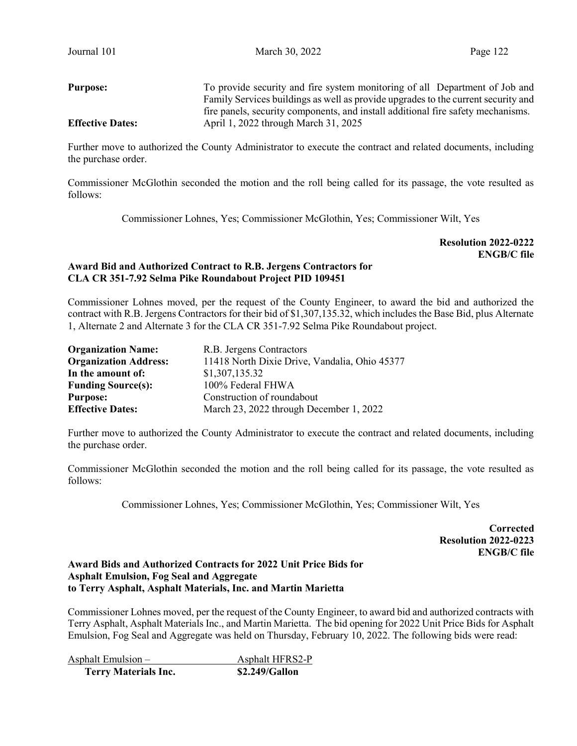| | |
|---|---|
| **Purpose:** | To provide security and fire system monitoring of all Department of Job and Family Services buildings as well as provide upgrades to the current security and fire panels, security components, and install additional fire safety mechanisms. |
| **Effective Dates:** | April 1, 2022 through March 31, 2025 |

Further move to authorized the County Administrator to execute the contract and related documents, including the purchase order.

Commissioner McGlothin seconded the motion and the roll being called for its passage, the vote resulted as follows:

Commissioner Lohnes, Yes; Commissioner McGlothin, Yes; Commissioner Wilt, Yes

**Resolution 2022-0222**
**ENGB/C file**

**Award Bid and Authorized Contract to R.B. Jergens Contractors for CLA CR 351-7.92 Selma Pike Roundabout Project PID 109451**

Commissioner Lohnes moved, per the request of the County Engineer, to award the bid and authorized the contract with R.B. Jergens Contractors for their bid of $1,307,135.32, which includes the Base Bid, plus Alternate 1, Alternate 2 and Alternate 3 for the CLA CR 351-7.92 Selma Pike Roundabout project.

| | |
|---|---|
| **Organization Name:** | R.B. Jergens Contractors |
| **Organization Address:** | 11418 North Dixie Drive, Vandalia, Ohio 45377 |
| **In the amount of:** | $1,307,135.32 |
| **Funding Source(s):** | 100% Federal FHWA |
| **Purpose:** | Construction of roundabout |
| **Effective Dates:** | March 23, 2022 through December 1, 2022 |

Further move to authorized the County Administrator to execute the contract and related documents, including the purchase order.

Commissioner McGlothin seconded the motion and the roll being called for its passage, the vote resulted as follows:

Commissioner Lohnes, Yes; Commissioner McGlothin, Yes; Commissioner Wilt, Yes

**Corrected**
**Resolution 2022-0223**
**ENGB/C file**

**Award Bids and Authorized Contracts for 2022 Unit Price Bids for Asphalt Emulsion, Fog Seal and Aggregate to Terry Asphalt, Asphalt Materials, Inc. and Martin Marietta**

Commissioner Lohnes moved, per the request of the County Engineer, to award bid and authorized contracts with Terry Asphalt, Asphalt Materials Inc., and Martin Marietta. The bid opening for 2022 Unit Price Bids for Asphalt Emulsion, Fog Seal and Aggregate was held on Thursday, February 10, 2022. The following bids were read:

| Asphalt Emulsion – | Asphalt HFRS2-P |
|---|---|
| **Terry Materials Inc.** | **$2.249/Gallon** |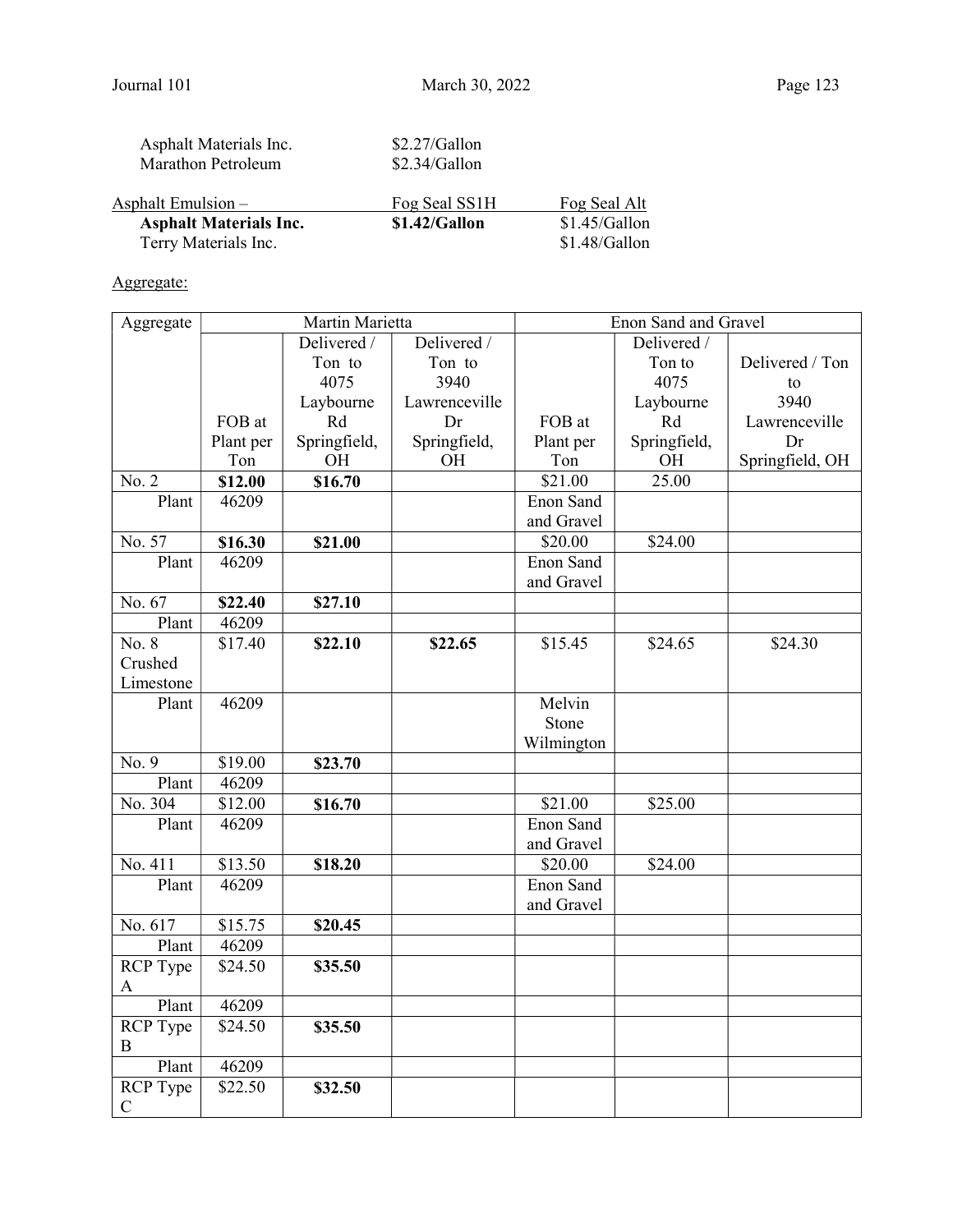Asphalt Materials Inc. $2.27/Gallon
Marathon Petroleum $2.34/Gallon

| Asphalt Emulsion – | Fog Seal SS1H | Fog Seal Alt |
|---|---|---|
| **Asphalt Materials Inc.** | **$1.42/Gallon** | $1.45/Gallon |
| Terry Materials Inc. | | $1.48/Gallon |

Aggregate:

| Aggregate | Martin Marietta | | | Enon Sand and Gravel | | |
|---|---|---|---|---|---|---|
| | FOB at Plant per Ton | Delivered / Ton to 4075 Laybourne Rd Springfield, OH | Delivered / Ton to 3940 Lawrenceville Dr Springfield, OH | FOB at Plant per Ton | Delivered / Ton to 4075 Laybourne Rd Springfield, OH | Delivered / Ton to 3940 Lawrenceville Dr Springfield, OH |
| No. 2 | **$12.00** | **$16.70** | | $21.00 | 25.00 | |
| Plant | 46209 | | | Enon Sand and Gravel | | |
| No. 57 | **$16.30** | **$21.00** | | $20.00 | $24.00 | |
| Plant | 46209 | | | Enon Sand and Gravel | | |
| No. 67 | **$22.40** | **$27.10** | | | | |
| Plant | 46209 | | | | | |
| No. 8 Crushed Limestone | $17.40 | **$22.10** | **$22.65** | $15.45 | $24.65 | $24.30 |
| Plant | 46209 | | | Melvin Stone Wilmington | | |
| No. 9 | $19.00 | **$23.70** | | | | |
| Plant | 46209 | | | | | |
| No. 304 | $12.00 | **$16.70** | | $21.00 | $25.00 | |
| Plant | 46209 | | | Enon Sand and Gravel | | |
| No. 411 | $13.50 | **$18.20** | | $20.00 | $24.00 | |
| Plant | 46209 | | | Enon Sand and Gravel | | |
| No. 617 | $15.75 | **$20.45** | | | | |
| Plant | 46209 | | | | | |
| RCP Type A | $24.50 | **$35.50** | | | | |
| Plant | 46209 | | | | | |
| RCP Type B | $24.50 | **$35.50** | | | | |
| Plant | 46209 | | | | | |
| RCP Type C | $22.50 | **$32.50** | | | | |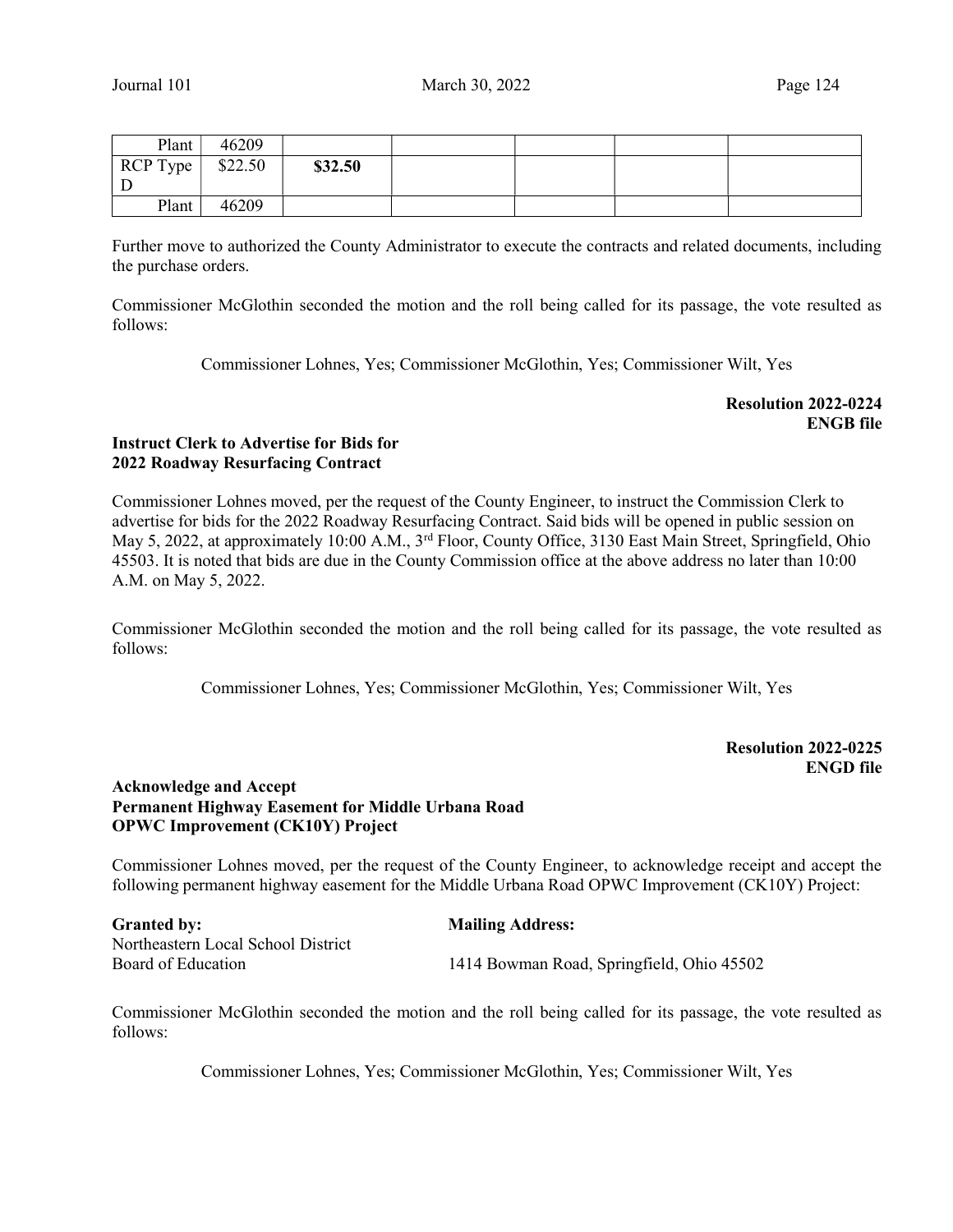| | | | | | | |
|---|---|---|---|---|---|---|
| Plant | 46209 | | | | | |
| RCP Type D | $22.50 | **$32.50** | | | | |
| Plant | 46209 | | | | | |

Further move to authorized the County Administrator to execute the contracts and related documents, including the purchase orders.

Commissioner McGlothin seconded the motion and the roll being called for its passage, the vote resulted as follows:

Commissioner Lohnes, Yes; Commissioner McGlothin, Yes; Commissioner Wilt, Yes

**Resolution 2022-0224**
**ENGB file**

**Instruct Clerk to Advertise for Bids for 2022 Roadway Resurfacing Contract**

Commissioner Lohnes moved, per the request of the County Engineer, to instruct the Commission Clerk to advertise for bids for the 2022 Roadway Resurfacing Contract. Said bids will be opened in public session on May 5, 2022, at approximately 10:00 A.M., 3rd Floor, County Office, 3130 East Main Street, Springfield, Ohio 45503. It is noted that bids are due in the County Commission office at the above address no later than 10:00 A.M. on May 5, 2022.

Commissioner McGlothin seconded the motion and the roll being called for its passage, the vote resulted as follows:

Commissioner Lohnes, Yes; Commissioner McGlothin, Yes; Commissioner Wilt, Yes

**Resolution 2022-0225**
**ENGD file**

**Acknowledge and Accept Permanent Highway Easement for Middle Urbana Road OPWC Improvement (CK10Y) Project**

Commissioner Lohnes moved, per the request of the County Engineer, to acknowledge receipt and accept the following permanent highway easement for the Middle Urbana Road OPWC Improvement (CK10Y) Project:

| **Granted by:** | **Mailing Address:** |
|---|---|
| Northeastern Local School District Board of Education | 1414 Bowman Road, Springfield, Ohio 45502 |

Commissioner McGlothin seconded the motion and the roll being called for its passage, the vote resulted as follows:

Commissioner Lohnes, Yes; Commissioner McGlothin, Yes; Commissioner Wilt, Yes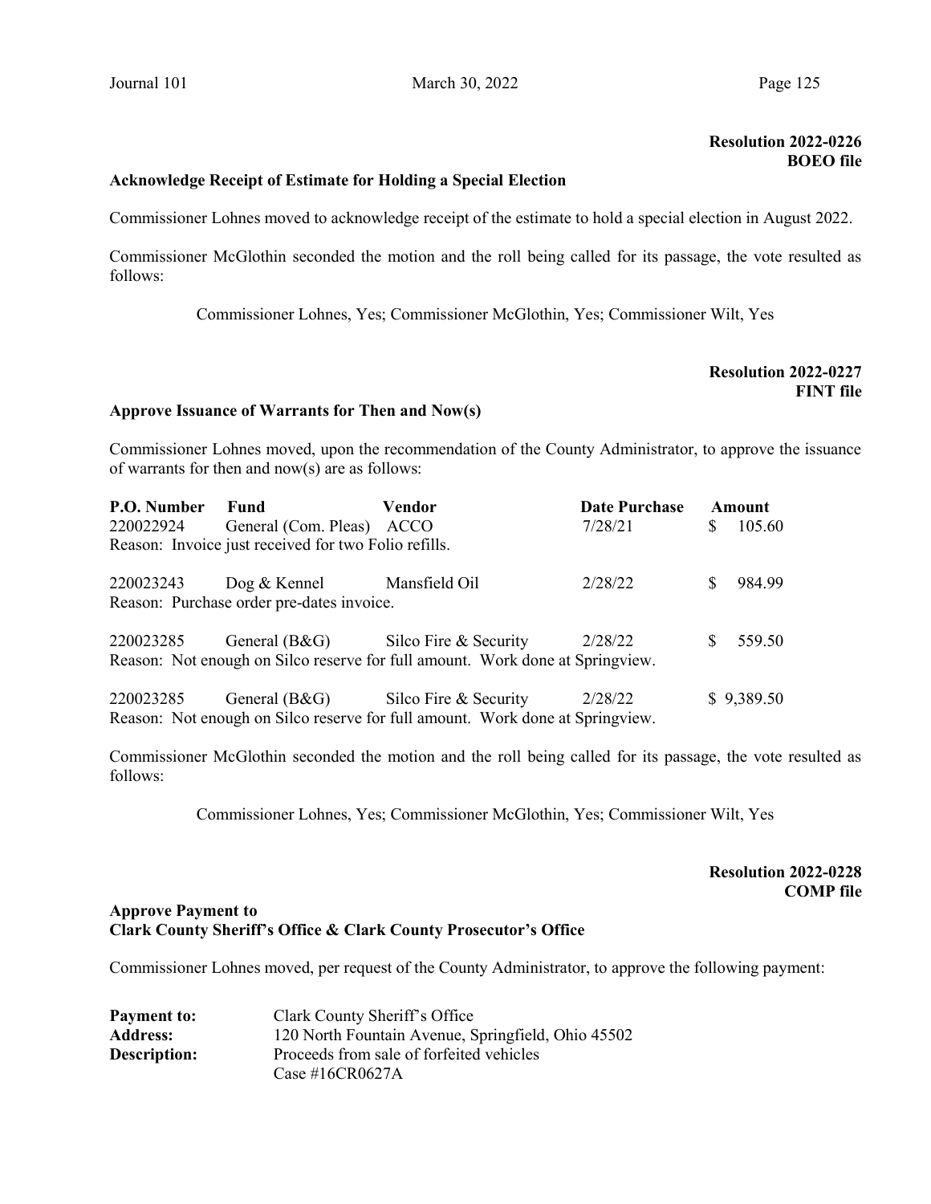**Resolution 2022-0226**
**BOEO file**

**Acknowledge Receipt of Estimate for Holding a Special Election**

Commissioner Lohnes moved to acknowledge receipt of the estimate to hold a special election in August 2022.

Commissioner McGlothin seconded the motion and the roll being called for its passage, the vote resulted as follows:

Commissioner Lohnes, Yes; Commissioner McGlothin, Yes; Commissioner Wilt, Yes

**Resolution 2022-0227**
**FINT file**

**Approve Issuance of Warrants for Then and Now(s)**

Commissioner Lohnes moved, upon the recommendation of the County Administrator, to approve the issuance of warrants for then and now(s) are as follows:

| P.O. Number | Fund | Vendor | Date Purchase | Amount |
|---|---|---|---|---|
| 220022924 | General (Com. Pleas) | ACCO | 7/28/21 | $ 105.60 |
| Reason: Invoice just received for two Folio refills. | | | | |
| 220023243 | Dog & Kennel | Mansfield Oil | 2/28/22 | $ 984.99 |
| Reason: Purchase order pre-dates invoice. | | | | |
| 220023285 | General (B&G) | Silco Fire & Security | 2/28/22 | $ 559.50 |
| Reason: Not enough on Silco reserve for full amount. Work done at Springview. | | | | |
| 220023285 | General (B&G) | Silco Fire & Security | 2/28/22 | $ 9,389.50 |
| Reason: Not enough on Silco reserve for full amount. Work done at Springview. | | | | |

Commissioner McGlothin seconded the motion and the roll being called for its passage, the vote resulted as follows:

Commissioner Lohnes, Yes; Commissioner McGlothin, Yes; Commissioner Wilt, Yes

**Resolution 2022-0228**
**COMP file**

**Approve Payment to**
**Clark County Sheriff's Office & Clark County Prosecutor's Office**

Commissioner Lohnes moved, per request of the County Administrator, to approve the following payment:

**Payment to:** Clark County Sheriff's Office
**Address:** 120 North Fountain Avenue, Springfield, Ohio 45502
**Description:** Proceeds from sale of forfeited vehicles
Case #16CR0627A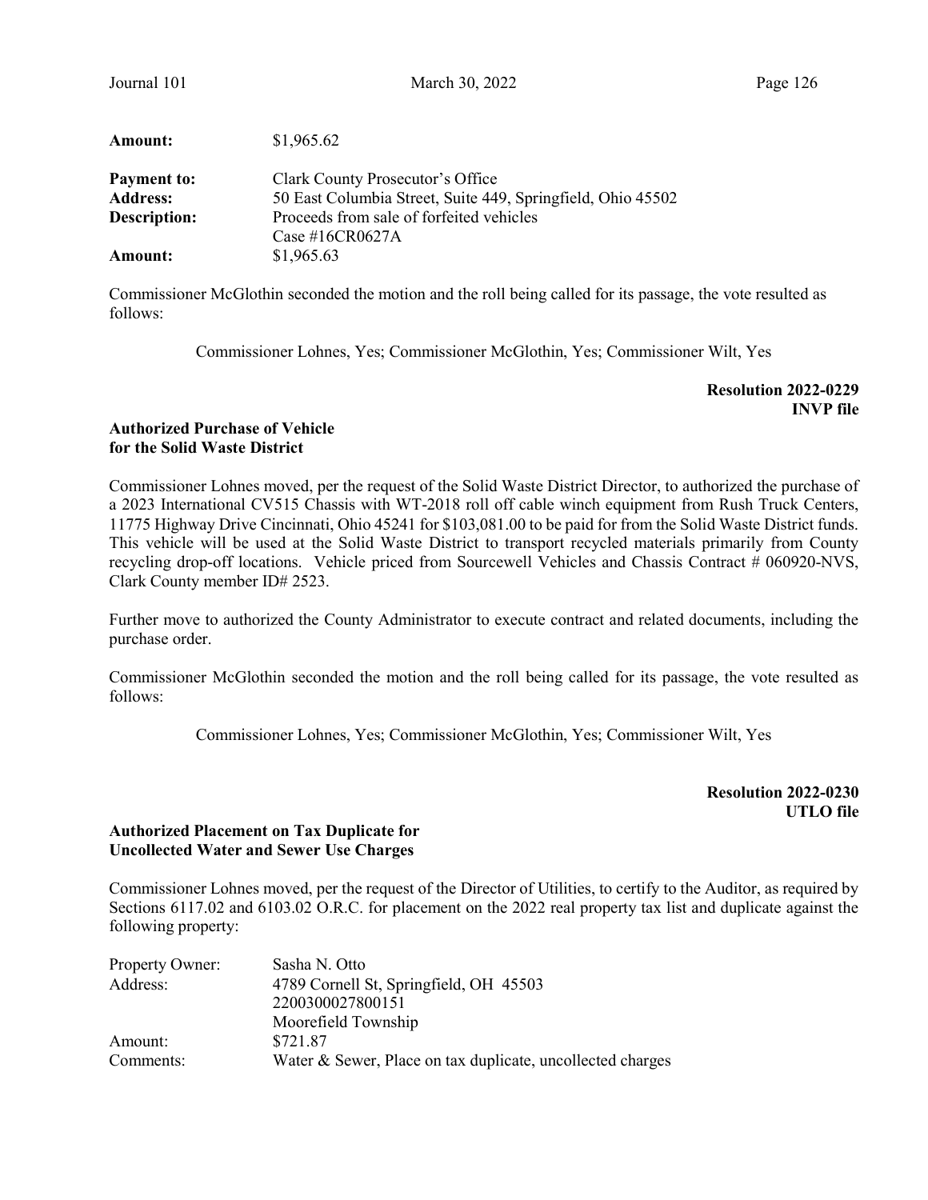**Amount:** $1,965.62

**Payment to:** Clark County Prosecutor's Office
**Address:** 50 East Columbia Street, Suite 449, Springfield, Ohio 45502
**Description:** Proceeds from sale of forfeited vehicles
Case #16CR0627A
**Amount:** $1,965.63

Commissioner McGlothin seconded the motion and the roll being called for its passage, the vote resulted as follows:

Commissioner Lohnes, Yes; Commissioner McGlothin, Yes; Commissioner Wilt, Yes

**Resolution 2022-0229**
**INVP file**

**Authorized Purchase of Vehicle for the Solid Waste District**

Commissioner Lohnes moved, per the request of the Solid Waste District Director, to authorized the purchase of a 2023 International CV515 Chassis with WT-2018 roll off cable winch equipment from Rush Truck Centers, 11775 Highway Drive Cincinnati, Ohio 45241 for $103,081.00 to be paid for from the Solid Waste District funds. This vehicle will be used at the Solid Waste District to transport recycled materials primarily from County recycling drop-off locations. Vehicle priced from Sourcewell Vehicles and Chassis Contract # 060920-NVS, Clark County member ID# 2523.

Further move to authorized the County Administrator to execute contract and related documents, including the purchase order.

Commissioner McGlothin seconded the motion and the roll being called for its passage, the vote resulted as follows:

Commissioner Lohnes, Yes; Commissioner McGlothin, Yes; Commissioner Wilt, Yes

**Resolution 2022-0230**
**UTLO file**

**Authorized Placement on Tax Duplicate for Uncollected Water and Sewer Use Charges**

Commissioner Lohnes moved, per the request of the Director of Utilities, to certify to the Auditor, as required by Sections 6117.02 and 6103.02 O.R.C. for placement on the 2022 real property tax list and duplicate against the following property:

Property Owner: Sasha N. Otto
Address: 4789 Cornell St, Springfield, OH 45503
2200300027800151
Moorefield Township
Amount: $721.87
Comments: Water & Sewer, Place on tax duplicate, uncollected charges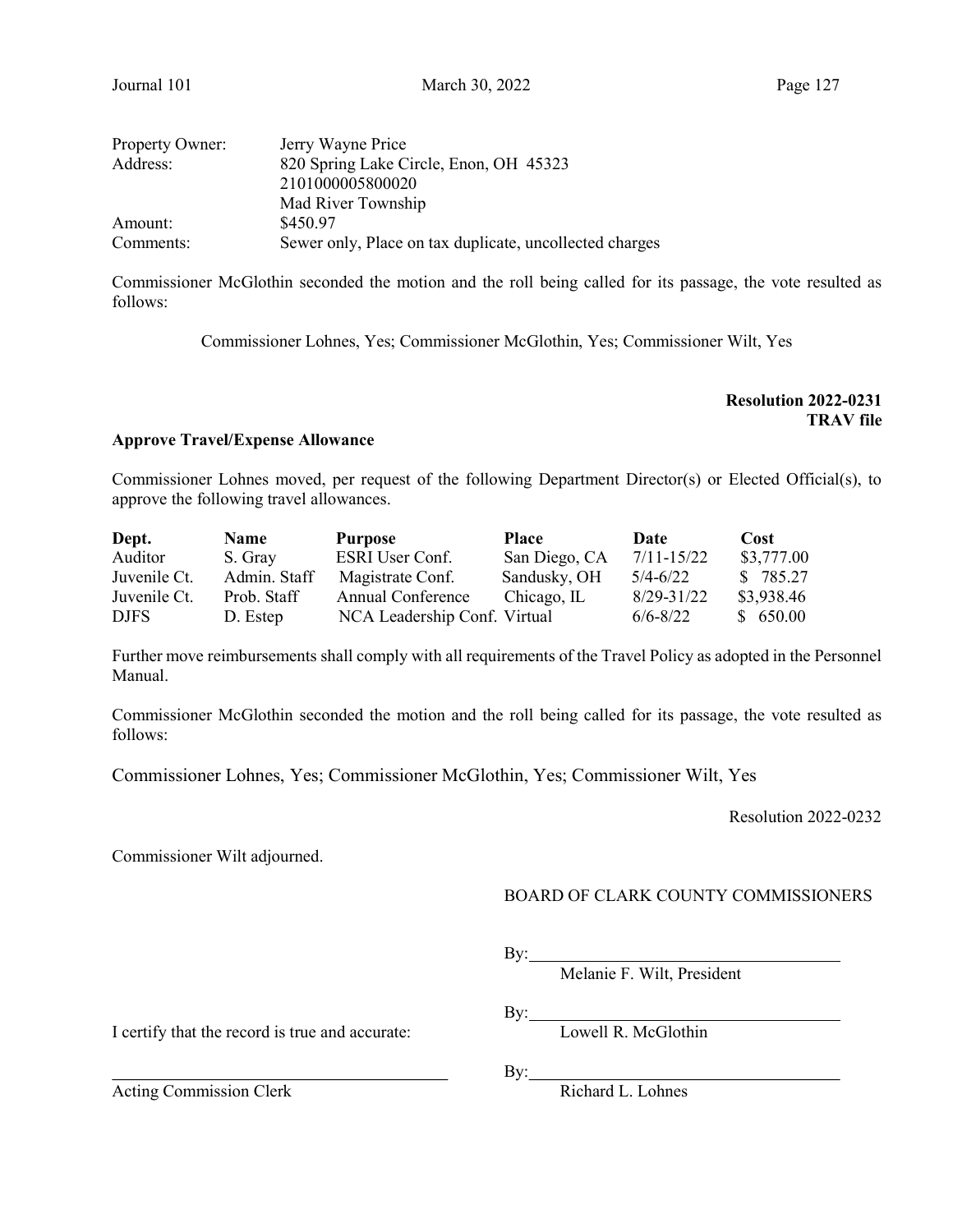| | |
|---|---|
| Property Owner: | Jerry Wayne Price |
| Address: | 820 Spring Lake Circle, Enon, OH 45323 |
| | 2101000005800020 |
| | Mad River Township |
| Amount: | $450.97 |
| Comments: | Sewer only, Place on tax duplicate, uncollected charges |

Commissioner McGlothin seconded the motion and the roll being called for its passage, the vote resulted as follows:

Commissioner Lohnes, Yes; Commissioner McGlothin, Yes; Commissioner Wilt, Yes

**Resolution 2022-0231**
**TRAV file**

**Approve Travel/Expense Allowance**

Commissioner Lohnes moved, per request of the following Department Director(s) or Elected Official(s), to approve the following travel allowances.

| Dept. | Name | Purpose | Place | Date | Cost |
|---|---|---|---|---|---|
| Auditor | S. Gray | ESRI User Conf. | San Diego, CA | 7/11-15/22 | $3,777.00 |
| Juvenile Ct. | Admin. Staff | Magistrate Conf. | Sandusky, OH | 5/4-6/22 | $ 785.27 |
| Juvenile Ct. | Prob. Staff | Annual Conference | Chicago, IL | 8/29-31/22 | $3,938.46 |
| DJFS | D. Estep | NCA Leadership Conf. | Virtual | 6/6-8/22 | $ 650.00 |

Further move reimbursements shall comply with all requirements of the Travel Policy as adopted in the Personnel Manual.

Commissioner McGlothin seconded the motion and the roll being called for its passage, the vote resulted as follows:

Commissioner Lohnes, Yes; Commissioner McGlothin, Yes; Commissioner Wilt, Yes

Resolution 2022-0232

Commissioner Wilt adjourned.

BOARD OF CLARK COUNTY COMMISSIONERS

By:\_\_\_\_\_\_\_\_\_\_\_\_\_\_\_\_\_\_\_\_\_\_\_\_\_\_\_\_\_\_\_\_
Melanie F. Wilt, President

By:\_\_\_\_\_\_\_\_\_\_\_\_\_\_\_\_\_\_\_\_\_\_\_\_\_\_\_\_\_\_\_\_
Lowell R. McGlothin

I certify that the record is true and accurate:

\_\_\_\_\_\_\_\_\_\_\_\_\_\_\_\_\_\_\_\_\_\_\_\_\_\_\_\_\_\_\_\_\_\_\_\_
Acting Commission Clerk

By:\_\_\_\_\_\_\_\_\_\_\_\_\_\_\_\_\_\_\_\_\_\_\_\_\_\_\_\_\_\_\_\_
Richard L. Lohnes